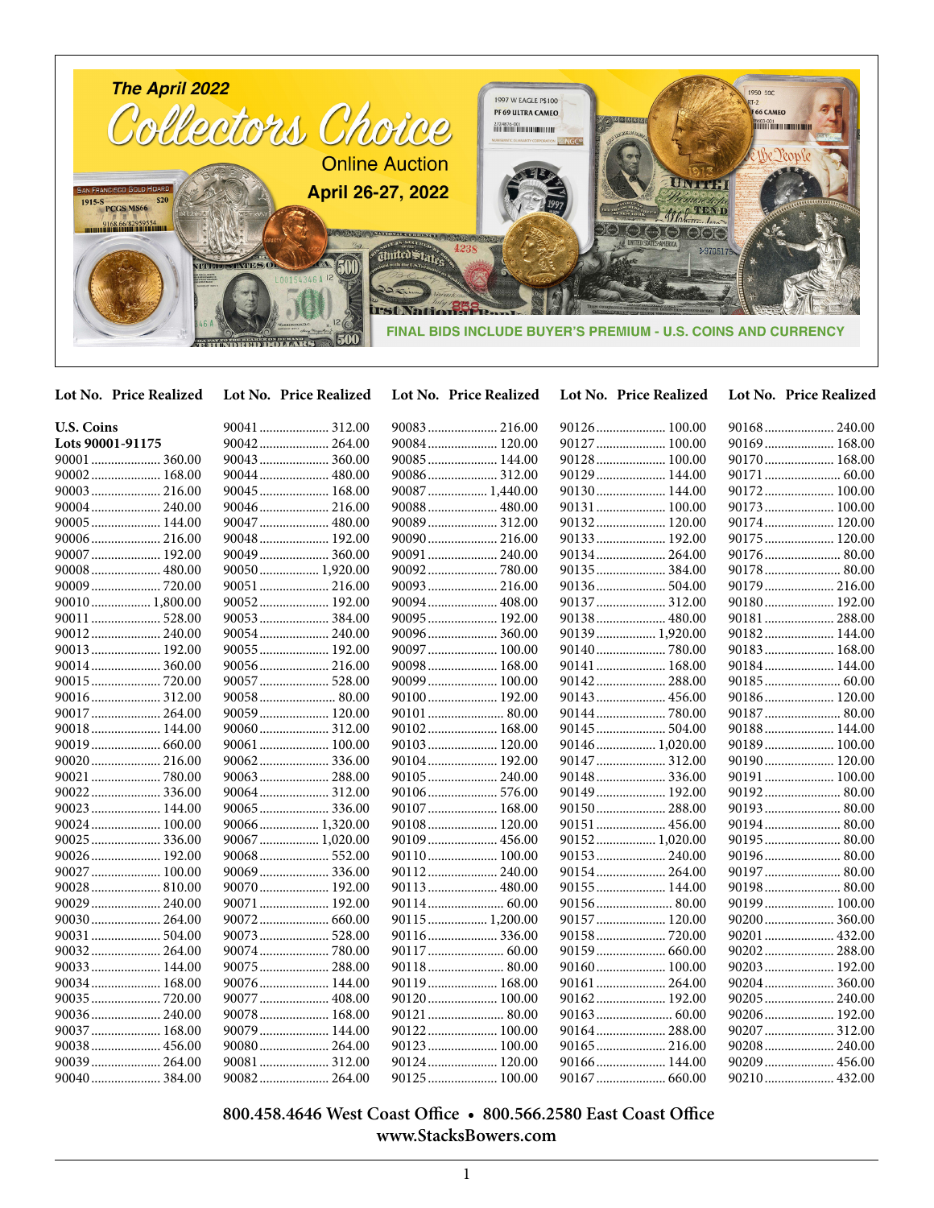# The April 2022 Collectors Choice Online Auction

## April 26-27, 2022

FINAL BIDS INCLUDE BUYER'S PREMIUM - U.S. COINS AND CURRENCY

**U.S. Coins**
**Lots 90001-91175**

| Lot No. | Price Realized |
|---|---|
| 90001 | 360.00 |
| 90002 | 168.00 |
| 90003 | 216.00 |
| 90004 | 240.00 |
| 90005 | 144.00 |
| 90006 | 216.00 |
| 90007 | 192.00 |
| 90008 | 480.00 |
| 90009 | 720.00 |
| 90010 | 1,800.00 |
| 90011 | 528.00 |
| 90012 | 240.00 |
| 90013 | 192.00 |
| 90014 | 360.00 |
| 90015 | 720.00 |
| 90016 | 312.00 |
| 90017 | 264.00 |
| 90018 | 144.00 |
| 90019 | 660.00 |
| 90020 | 216.00 |
| 90021 | 780.00 |
| 90022 | 336.00 |
| 90023 | 144.00 |
| 90024 | 100.00 |
| 90025 | 336.00 |
| 90026 | 192.00 |
| 90027 | 100.00 |
| 90028 | 810.00 |
| 90029 | 240.00 |
| 90030 | 264.00 |
| 90031 | 504.00 |
| 90032 | 264.00 |
| 90033 | 144.00 |
| 90034 | 168.00 |
| 90035 | 720.00 |
| 90036 | 240.00 |
| 90037 | 168.00 |
| 90038 | 456.00 |
| 90039 | 264.00 |
| 90040 | 384.00 |
| 90041 | 312.00 |
| 90042 | 264.00 |
| 90043 | 360.00 |
| 90044 | 480.00 |
| 90045 | 168.00 |
| 90046 | 216.00 |
| 90047 | 480.00 |
| 90048 | 192.00 |
| 90049 | 360.00 |
| 90050 | 1,920.00 |
| 90051 | 216.00 |
| 90052 | 192.00 |
| 90053 | 384.00 |
| 90054 | 240.00 |
| 90055 | 192.00 |
| 90056 | 216.00 |
| 90057 | 528.00 |
| 90058 | 80.00 |
| 90059 | 120.00 |
| 90060 | 312.00 |
| 90061 | 100.00 |
| 90062 | 336.00 |
| 90063 | 288.00 |
| 90064 | 312.00 |
| 90065 | 336.00 |
| 90066 | 1,320.00 |
| 90067 | 1,020.00 |
| 90068 | 552.00 |
| 90069 | 336.00 |
| 90070 | 192.00 |
| 90071 | 192.00 |
| 90072 | 660.00 |
| 90073 | 528.00 |
| 90074 | 780.00 |
| 90075 | 288.00 |
| 90076 | 144.00 |
| 90077 | 408.00 |
| 90078 | 168.00 |
| 90079 | 144.00 |
| 90080 | 264.00 |
| 90081 | 312.00 |
| 90082 | 264.00 |
| 90083 | 216.00 |
| 90084 | 120.00 |
| 90085 | 144.00 |
| 90086 | 312.00 |
| 90087 | 1,440.00 |
| 90088 | 480.00 |
| 90089 | 312.00 |
| 90090 | 216.00 |
| 90091 | 240.00 |
| 90092 | 780.00 |
| 90093 | 216.00 |
| 90094 | 408.00 |
| 90095 | 192.00 |
| 90096 | 360.00 |
| 90097 | 100.00 |
| 90098 | 168.00 |
| 90099 | 100.00 |
| 90100 | 192.00 |
| 90101 | 80.00 |
| 90102 | 168.00 |
| 90103 | 120.00 |
| 90104 | 192.00 |
| 90105 | 240.00 |
| 90106 | 576.00 |
| 90107 | 168.00 |
| 90108 | 120.00 |
| 90109 | 456.00 |
| 90110 | 100.00 |
| 90112 | 240.00 |
| 90113 | 480.00 |
| 90114 | 60.00 |
| 90115 | 1,200.00 |
| 90116 | 336.00 |
| 90117 | 60.00 |
| 90118 | 80.00 |
| 90119 | 168.00 |
| 90120 | 100.00 |
| 90121 | 80.00 |
| 90122 | 100.00 |
| 90123 | 100.00 |
| 90124 | 120.00 |
| 90125 | 100.00 |
| 90126 | 100.00 |
| 90127 | 100.00 |
| 90128 | 100.00 |
| 90129 | 144.00 |
| 90130 | 144.00 |
| 90131 | 100.00 |
| 90132 | 120.00 |
| 90133 | 192.00 |
| 90134 | 264.00 |
| 90135 | 384.00 |
| 90136 | 504.00 |
| 90137 | 312.00 |
| 90138 | 480.00 |
| 90139 | 1,920.00 |
| 90140 | 780.00 |
| 90141 | 168.00 |
| 90142 | 288.00 |
| 90143 | 456.00 |
| 90144 | 780.00 |
| 90145 | 504.00 |
| 90146 | 1,020.00 |
| 90147 | 312.00 |
| 90148 | 336.00 |
| 90149 | 192.00 |
| 90150 | 288.00 |
| 90151 | 456.00 |
| 90152 | 1,020.00 |
| 90153 | 240.00 |
| 90154 | 264.00 |
| 90155 | 144.00 |
| 90156 | 80.00 |
| 90157 | 120.00 |
| 90158 | 720.00 |
| 90159 | 660.00 |
| 90160 | 100.00 |
| 90161 | 264.00 |
| 90162 | 192.00 |
| 90163 | 60.00 |
| 90164 | 288.00 |
| 90165 | 216.00 |
| 90166 | 144.00 |
| 90167 | 660.00 |
| 90168 | 240.00 |
| 90169 | 168.00 |
| 90170 | 168.00 |
| 90171 | 60.00 |
| 90172 | 100.00 |
| 90173 | 100.00 |
| 90174 | 120.00 |
| 90175 | 120.00 |
| 90176 | 80.00 |
| 90178 | 80.00 |
| 90179 | 216.00 |
| 90180 | 192.00 |
| 90181 | 288.00 |
| 90182 | 144.00 |
| 90183 | 168.00 |
| 90184 | 144.00 |
| 90185 | 60.00 |
| 90186 | 120.00 |
| 90187 | 80.00 |
| 90188 | 144.00 |
| 90189 | 100.00 |
| 90190 | 120.00 |
| 90191 | 100.00 |
| 90192 | 80.00 |
| 90193 | 80.00 |
| 90194 | 80.00 |
| 90195 | 80.00 |
| 90196 | 80.00 |
| 90197 | 80.00 |
| 90198 | 80.00 |
| 90199 | 100.00 |
| 90200 | 360.00 |
| 90201 | 432.00 |
| 90202 | 288.00 |
| 90203 | 192.00 |
| 90204 | 360.00 |
| 90205 | 240.00 |
| 90206 | 192.00 |
| 90207 | 312.00 |
| 90208 | 240.00 |
| 90209 | 456.00 |
| 90210 | 432.00 |

**800.458.4646 West Coast Office • 800.566.2580 East Coast Office**
**www.StacksBowers.com**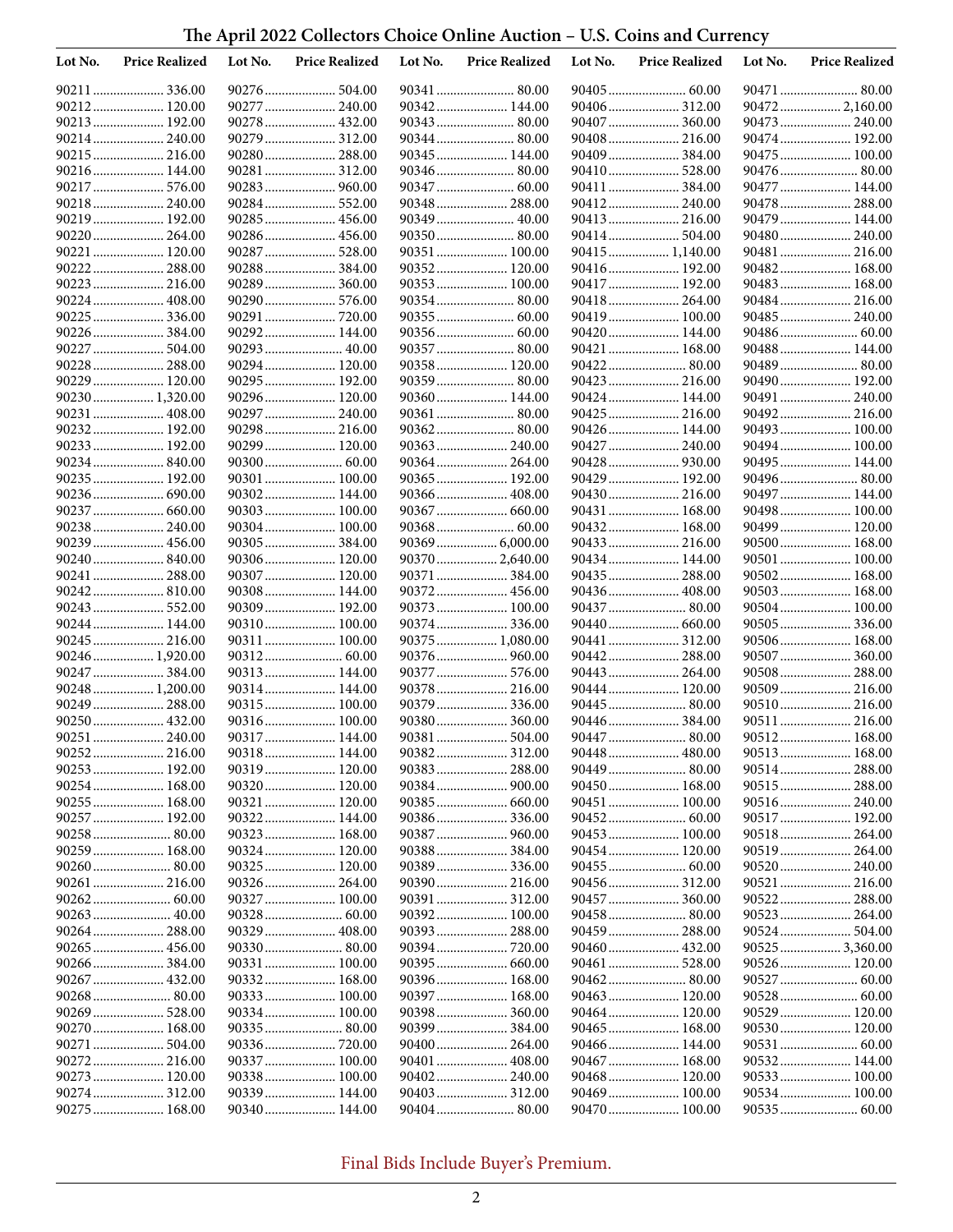# The April 2022 Collectors Choice Online Auction – U.S. Coins and Currency

| Lot No. | Price Realized | Lot No. | Price Realized | Lot No. | Price Realized | Lot No. | Price Realized | Lot No. | Price Realized |
|---|---|---|---|---|---|---|---|---|---|
| 90211 | 336.00 | 90276 | 504.00 | 90341 | 80.00 | 90405 | 60.00 | 90471 | 80.00 |
| 90212 | 120.00 | 90277 | 240.00 | 90342 | 144.00 | 90406 | 312.00 | 90472 | 2,160.00 |
| 90213 | 192.00 | 90278 | 432.00 | 90343 | 80.00 | 90407 | 360.00 | 90473 | 240.00 |
| 90214 | 240.00 | 90279 | 312.00 | 90344 | 80.00 | 90408 | 216.00 | 90474 | 192.00 |
| 90215 | 216.00 | 90280 | 288.00 | 90345 | 144.00 | 90409 | 384.00 | 90475 | 100.00 |
| 90216 | 144.00 | 90281 | 312.00 | 90346 | 80.00 | 90410 | 528.00 | 90476 | 80.00 |
| 90217 | 576.00 | 90283 | 960.00 | 90347 | 60.00 | 90411 | 384.00 | 90477 | 144.00 |
| 90218 | 240.00 | 90284 | 552.00 | 90348 | 288.00 | 90412 | 240.00 | 90478 | 288.00 |
| 90219 | 192.00 | 90285 | 456.00 | 90349 | 40.00 | 90413 | 216.00 | 90479 | 144.00 |
| 90220 | 264.00 | 90286 | 456.00 | 90350 | 80.00 | 90414 | 504.00 | 90480 | 240.00 |
| 90221 | 120.00 | 90287 | 528.00 | 90351 | 100.00 | 90415 | 1,140.00 | 90481 | 216.00 |
| 90222 | 288.00 | 90288 | 384.00 | 90352 | 120.00 | 90416 | 192.00 | 90482 | 168.00 |
| 90223 | 216.00 | 90289 | 360.00 | 90353 | 100.00 | 90417 | 192.00 | 90483 | 168.00 |
| 90224 | 408.00 | 90290 | 576.00 | 90354 | 80.00 | 90418 | 264.00 | 90484 | 216.00 |
| 90225 | 336.00 | 90291 | 720.00 | 90355 | 60.00 | 90419 | 100.00 | 90485 | 240.00 |
| 90226 | 384.00 | 90292 | 144.00 | 90356 | 60.00 | 90420 | 144.00 | 90486 | 60.00 |
| 90227 | 504.00 | 90293 | 40.00 | 90357 | 80.00 | 90421 | 168.00 | 90488 | 144.00 |
| 90228 | 288.00 | 90294 | 120.00 | 90358 | 120.00 | 90422 | 80.00 | 90489 | 80.00 |
| 90229 | 120.00 | 90295 | 192.00 | 90359 | 80.00 | 90423 | 216.00 | 90490 | 192.00 |
| 90230 | 1,320.00 | 90296 | 120.00 | 90360 | 144.00 | 90424 | 144.00 | 90491 | 240.00 |
| 90231 | 408.00 | 90297 | 240.00 | 90361 | 80.00 | 90425 | 216.00 | 90492 | 216.00 |
| 90232 | 192.00 | 90298 | 216.00 | 90362 | 80.00 | 90426 | 144.00 | 90493 | 100.00 |
| 90233 | 192.00 | 90299 | 120.00 | 90363 | 240.00 | 90427 | 240.00 | 90494 | 100.00 |
| 90234 | 840.00 | 90300 | 60.00 | 90364 | 264.00 | 90428 | 930.00 | 90495 | 144.00 |
| 90235 | 192.00 | 90301 | 100.00 | 90365 | 192.00 | 90429 | 192.00 | 90496 | 80.00 |
| 90236 | 690.00 | 90302 | 144.00 | 90366 | 408.00 | 90430 | 216.00 | 90497 | 144.00 |
| 90237 | 660.00 | 90303 | 100.00 | 90367 | 660.00 | 90431 | 168.00 | 90498 | 100.00 |
| 90238 | 240.00 | 90304 | 100.00 | 90368 | 60.00 | 90432 | 168.00 | 90499 | 120.00 |
| 90239 | 456.00 | 90305 | 384.00 | 90369 | 6,000.00 | 90433 | 216.00 | 90500 | 168.00 |
| 90240 | 840.00 | 90306 | 120.00 | 90370 | 2,640.00 | 90434 | 144.00 | 90501 | 100.00 |
| 90241 | 288.00 | 90307 | 120.00 | 90371 | 384.00 | 90435 | 288.00 | 90502 | 168.00 |
| 90242 | 810.00 | 90308 | 144.00 | 90372 | 456.00 | 90436 | 408.00 | 90503 | 168.00 |
| 90243 | 552.00 | 90309 | 192.00 | 90373 | 100.00 | 90437 | 80.00 | 90504 | 100.00 |
| 90244 | 144.00 | 90310 | 100.00 | 90374 | 336.00 | 90440 | 660.00 | 90505 | 336.00 |
| 90245 | 216.00 | 90311 | 100.00 | 90375 | 1,080.00 | 90441 | 312.00 | 90506 | 168.00 |
| 90246 | 1,920.00 | 90312 | 60.00 | 90376 | 960.00 | 90442 | 288.00 | 90507 | 360.00 |
| 90247 | 384.00 | 90313 | 144.00 | 90377 | 576.00 | 90443 | 264.00 | 90508 | 288.00 |
| 90248 | 1,200.00 | 90314 | 144.00 | 90378 | 216.00 | 90444 | 120.00 | 90509 | 216.00 |
| 90249 | 288.00 | 90315 | 100.00 | 90379 | 336.00 | 90445 | 80.00 | 90510 | 216.00 |
| 90250 | 432.00 | 90316 | 100.00 | 90380 | 360.00 | 90446 | 384.00 | 90511 | 216.00 |
| 90251 | 240.00 | 90317 | 144.00 | 90381 | 504.00 | 90447 | 80.00 | 90512 | 168.00 |
| 90252 | 216.00 | 90318 | 144.00 | 90382 | 312.00 | 90448 | 480.00 | 90513 | 168.00 |
| 90253 | 192.00 | 90319 | 120.00 | 90383 | 288.00 | 90449 | 80.00 | 90514 | 288.00 |
| 90254 | 168.00 | 90320 | 120.00 | 90384 | 900.00 | 90450 | 168.00 | 90515 | 288.00 |
| 90255 | 168.00 | 90321 | 120.00 | 90385 | 660.00 | 90451 | 100.00 | 90516 | 240.00 |
| 90257 | 192.00 | 90322 | 144.00 | 90386 | 336.00 | 90452 | 60.00 | 90517 | 192.00 |
| 90258 | 80.00 | 90323 | 168.00 | 90387 | 960.00 | 90453 | 100.00 | 90518 | 264.00 |
| 90259 | 168.00 | 90324 | 120.00 | 90388 | 384.00 | 90454 | 120.00 | 90519 | 264.00 |
| 90260 | 80.00 | 90325 | 120.00 | 90389 | 336.00 | 90455 | 60.00 | 90520 | 240.00 |
| 90261 | 216.00 | 90326 | 264.00 | 90390 | 216.00 | 90456 | 312.00 | 90521 | 216.00 |
| 90262 | 60.00 | 90327 | 100.00 | 90391 | 312.00 | 90457 | 360.00 | 90522 | 288.00 |
| 90263 | 40.00 | 90328 | 60.00 | 90392 | 100.00 | 90458 | 80.00 | 90523 | 264.00 |
| 90264 | 288.00 | 90329 | 408.00 | 90393 | 288.00 | 90459 | 288.00 | 90524 | 504.00 |
| 90265 | 456.00 | 90330 | 80.00 | 90394 | 720.00 | 90460 | 432.00 | 90525 | 3,360.00 |
| 90266 | 384.00 | 90331 | 100.00 | 90395 | 660.00 | 90461 | 528.00 | 90526 | 120.00 |
| 90267 | 432.00 | 90332 | 168.00 | 90396 | 168.00 | 90462 | 80.00 | 90527 | 60.00 |
| 90268 | 80.00 | 90333 | 100.00 | 90397 | 168.00 | 90463 | 120.00 | 90528 | 60.00 |
| 90269 | 528.00 | 90334 | 100.00 | 90398 | 360.00 | 90464 | 120.00 | 90529 | 120.00 |
| 90270 | 168.00 | 90335 | 80.00 | 90399 | 384.00 | 90465 | 168.00 | 90530 | 120.00 |
| 90271 | 504.00 | 90336 | 720.00 | 90400 | 264.00 | 90466 | 144.00 | 90531 | 60.00 |
| 90272 | 216.00 | 90337 | 100.00 | 90401 | 408.00 | 90467 | 168.00 | 90532 | 144.00 |
| 90273 | 120.00 | 90338 | 100.00 | 90402 | 240.00 | 90468 | 120.00 | 90533 | 100.00 |
| 90274 | 312.00 | 90339 | 144.00 | 90403 | 312.00 | 90469 | 100.00 | 90534 | 100.00 |
| 90275 | 168.00 | 90340 | 144.00 | 90404 | 80.00 | 90470 | 100.00 | 90535 | 60.00 |

Final Bids Include Buyer's Premium.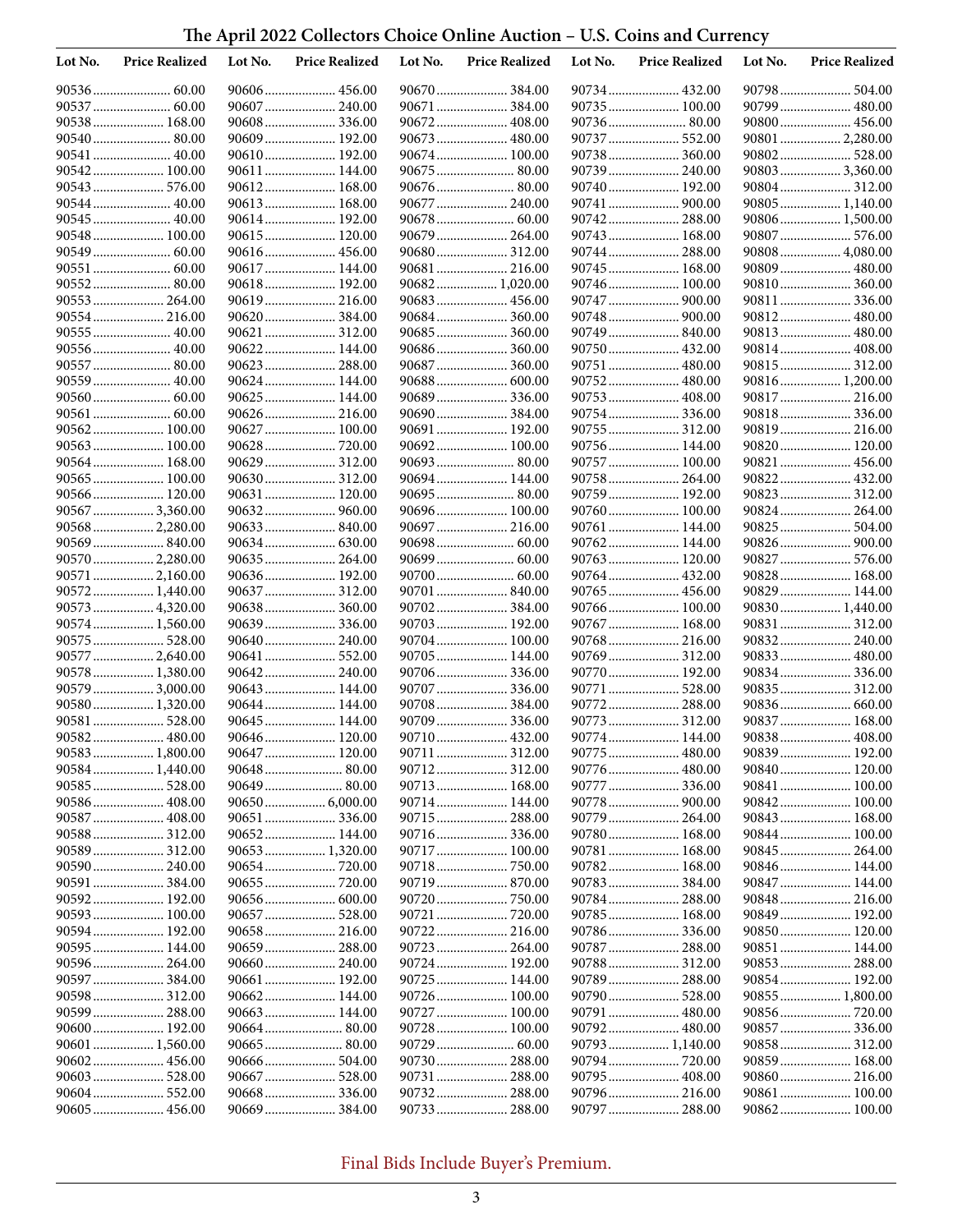# The April 2022 Collectors Choice Online Auction – U.S. Coins and Currency

| Lot No. | Price Realized | Lot No. | Price Realized | Lot No. | Price Realized | Lot No. | Price Realized | Lot No. | Price Realized |
|---|---|---|---|---|---|---|---|---|---|
| 90536 | 60.00 | 90606 | 456.00 | 90670 | 384.00 | 90734 | 432.00 | 90798 | 504.00 |
| 90537 | 60.00 | 90607 | 240.00 | 90671 | 384.00 | 90735 | 100.00 | 90799 | 480.00 |
| 90538 | 168.00 | 90608 | 336.00 | 90672 | 408.00 | 90736 | 80.00 | 90800 | 456.00 |
| 90540 | 80.00 | 90609 | 192.00 | 90673 | 480.00 | 90737 | 552.00 | 90801 | 2,280.00 |
| 90541 | 40.00 | 90610 | 192.00 | 90674 | 100.00 | 90738 | 360.00 | 90802 | 528.00 |
| 90542 | 100.00 | 90611 | 144.00 | 90675 | 80.00 | 90739 | 240.00 | 90803 | 3,360.00 |
| 90543 | 576.00 | 90612 | 168.00 | 90676 | 80.00 | 90740 | 192.00 | 90804 | 312.00 |
| 90544 | 40.00 | 90613 | 168.00 | 90677 | 240.00 | 90741 | 900.00 | 90805 | 1,140.00 |
| 90545 | 40.00 | 90614 | 192.00 | 90678 | 60.00 | 90742 | 288.00 | 90806 | 1,500.00 |
| 90548 | 100.00 | 90615 | 120.00 | 90679 | 264.00 | 90743 | 168.00 | 90807 | 576.00 |
| 90549 | 60.00 | 90616 | 456.00 | 90680 | 312.00 | 90744 | 288.00 | 90808 | 4,080.00 |
| 90551 | 60.00 | 90617 | 144.00 | 90681 | 216.00 | 90745 | 168.00 | 90809 | 480.00 |
| 90552 | 80.00 | 90618 | 192.00 | 90682 | 1,020.00 | 90746 | 100.00 | 90810 | 360.00 |
| 90553 | 264.00 | 90619 | 216.00 | 90683 | 456.00 | 90747 | 900.00 | 90811 | 336.00 |
| 90554 | 216.00 | 90620 | 384.00 | 90684 | 360.00 | 90748 | 900.00 | 90812 | 480.00 |
| 90555 | 40.00 | 90621 | 312.00 | 90685 | 360.00 | 90749 | 840.00 | 90813 | 480.00 |
| 90556 | 40.00 | 90622 | 144.00 | 90686 | 360.00 | 90750 | 432.00 | 90814 | 408.00 |
| 90557 | 80.00 | 90623 | 288.00 | 90687 | 360.00 | 90751 | 480.00 | 90815 | 312.00 |
| 90559 | 40.00 | 90624 | 144.00 | 90688 | 600.00 | 90752 | 480.00 | 90816 | 1,200.00 |
| 90560 | 60.00 | 90625 | 144.00 | 90689 | 336.00 | 90753 | 408.00 | 90817 | 216.00 |
| 90561 | 60.00 | 90626 | 216.00 | 90690 | 384.00 | 90754 | 336.00 | 90818 | 336.00 |
| 90562 | 100.00 | 90627 | 100.00 | 90691 | 192.00 | 90755 | 312.00 | 90819 | 216.00 |
| 90563 | 100.00 | 90628 | 720.00 | 90692 | 100.00 | 90756 | 144.00 | 90820 | 120.00 |
| 90564 | 168.00 | 90629 | 312.00 | 90693 | 80.00 | 90757 | 100.00 | 90821 | 456.00 |
| 90565 | 100.00 | 90630 | 312.00 | 90694 | 144.00 | 90758 | 264.00 | 90822 | 432.00 |
| 90566 | 120.00 | 90631 | 120.00 | 90695 | 80.00 | 90759 | 192.00 | 90823 | 312.00 |
| 90567 | 3,360.00 | 90632 | 960.00 | 90696 | 100.00 | 90760 | 100.00 | 90824 | 264.00 |
| 90568 | 2,280.00 | 90633 | 840.00 | 90697 | 216.00 | 90761 | 144.00 | 90825 | 504.00 |
| 90569 | 840.00 | 90634 | 630.00 | 90698 | 60.00 | 90762 | 144.00 | 90826 | 900.00 |
| 90570 | 2,280.00 | 90635 | 264.00 | 90699 | 60.00 | 90763 | 120.00 | 90827 | 576.00 |
| 90571 | 2,160.00 | 90636 | 192.00 | 90700 | 60.00 | 90764 | 432.00 | 90828 | 168.00 |
| 90572 | 1,440.00 | 90637 | 312.00 | 90701 | 840.00 | 90765 | 456.00 | 90829 | 144.00 |
| 90573 | 4,320.00 | 90638 | 360.00 | 90702 | 384.00 | 90766 | 100.00 | 90830 | 1,440.00 |
| 90574 | 1,560.00 | 90639 | 336.00 | 90703 | 192.00 | 90767 | 168.00 | 90831 | 312.00 |
| 90575 | 528.00 | 90640 | 240.00 | 90704 | 100.00 | 90768 | 216.00 | 90832 | 240.00 |
| 90577 | 2,640.00 | 90641 | 552.00 | 90705 | 144.00 | 90769 | 312.00 | 90833 | 480.00 |
| 90578 | 1,380.00 | 90642 | 240.00 | 90706 | 336.00 | 90770 | 192.00 | 90834 | 336.00 |
| 90579 | 3,000.00 | 90643 | 144.00 | 90707 | 336.00 | 90771 | 528.00 | 90835 | 312.00 |
| 90580 | 1,320.00 | 90644 | 144.00 | 90708 | 384.00 | 90772 | 288.00 | 90836 | 660.00 |
| 90581 | 528.00 | 90645 | 144.00 | 90709 | 336.00 | 90773 | 312.00 | 90837 | 168.00 |
| 90582 | 480.00 | 90646 | 120.00 | 90710 | 432.00 | 90774 | 144.00 | 90838 | 408.00 |
| 90583 | 1,800.00 | 90647 | 120.00 | 90711 | 312.00 | 90775 | 480.00 | 90839 | 192.00 |
| 90584 | 1,440.00 | 90648 | 80.00 | 90712 | 312.00 | 90776 | 480.00 | 90840 | 120.00 |
| 90585 | 528.00 | 90649 | 80.00 | 90713 | 168.00 | 90777 | 336.00 | 90841 | 100.00 |
| 90586 | 408.00 | 90650 | 6,000.00 | 90714 | 144.00 | 90778 | 900.00 | 90842 | 100.00 |
| 90587 | 408.00 | 90651 | 336.00 | 90715 | 288.00 | 90779 | 264.00 | 90843 | 168.00 |
| 90588 | 312.00 | 90652 | 144.00 | 90716 | 336.00 | 90780 | 168.00 | 90844 | 100.00 |
| 90589 | 312.00 | 90653 | 1,320.00 | 90717 | 100.00 | 90781 | 168.00 | 90845 | 264.00 |
| 90590 | 240.00 | 90654 | 720.00 | 90718 | 750.00 | 90782 | 168.00 | 90846 | 144.00 |
| 90591 | 384.00 | 90655 | 720.00 | 90719 | 870.00 | 90783 | 384.00 | 90847 | 144.00 |
| 90592 | 192.00 | 90656 | 600.00 | 90720 | 750.00 | 90784 | 288.00 | 90848 | 216.00 |
| 90593 | 100.00 | 90657 | 528.00 | 90721 | 720.00 | 90785 | 168.00 | 90849 | 192.00 |
| 90594 | 192.00 | 90658 | 216.00 | 90722 | 216.00 | 90786 | 336.00 | 90850 | 120.00 |
| 90595 | 144.00 | 90659 | 288.00 | 90723 | 264.00 | 90787 | 288.00 | 90851 | 144.00 |
| 90596 | 264.00 | 90660 | 240.00 | 90724 | 192.00 | 90788 | 312.00 | 90853 | 288.00 |
| 90597 | 384.00 | 90661 | 192.00 | 90725 | 144.00 | 90789 | 288.00 | 90854 | 192.00 |
| 90598 | 312.00 | 90662 | 144.00 | 90726 | 100.00 | 90790 | 528.00 | 90855 | 1,800.00 |
| 90599 | 288.00 | 90663 | 144.00 | 90727 | 100.00 | 90791 | 480.00 | 90856 | 720.00 |
| 90600 | 192.00 | 90664 | 80.00 | 90728 | 100.00 | 90792 | 480.00 | 90857 | 336.00 |
| 90601 | 1,560.00 | 90665 | 80.00 | 90729 | 60.00 | 90793 | 1,140.00 | 90858 | 312.00 |
| 90602 | 456.00 | 90666 | 504.00 | 90730 | 288.00 | 90794 | 720.00 | 90859 | 168.00 |
| 90603 | 528.00 | 90667 | 528.00 | 90731 | 288.00 | 90795 | 408.00 | 90860 | 216.00 |
| 90604 | 552.00 | 90668 | 336.00 | 90732 | 288.00 | 90796 | 216.00 | 90861 | 100.00 |
| 90605 | 456.00 | 90669 | 384.00 | 90733 | 288.00 | 90797 | 288.00 | 90862 | 100.00 |

Final Bids Include Buyer's Premium.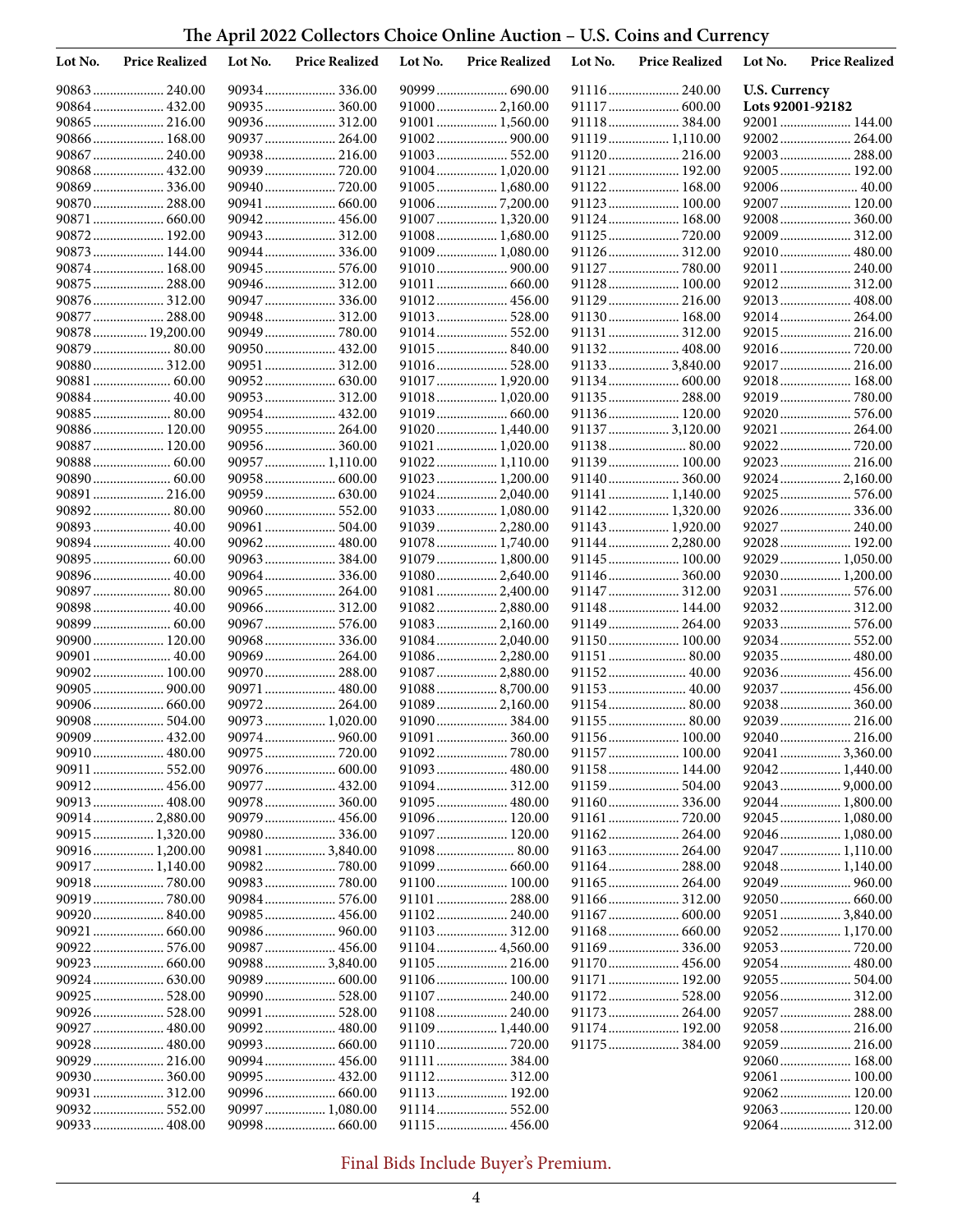# The April 2022 Collectors Choice Online Auction – U.S. Coins and Currency

| Lot No. | Price Realized |
|---|---|
| 90863 | 240.00 |
| 90864 | 432.00 |
| 90865 | 216.00 |
| 90866 | 168.00 |
| 90867 | 240.00 |
| 90868 | 432.00 |
| 90869 | 336.00 |
| 90870 | 288.00 |
| 90871 | 660.00 |
| 90872 | 192.00 |
| 90873 | 144.00 |
| 90874 | 168.00 |
| 90875 | 288.00 |
| 90876 | 312.00 |
| 90877 | 288.00 |
| 90878 | 19,200.00 |
| 90879 | 80.00 |
| 90880 | 312.00 |
| 90881 | 60.00 |
| 90884 | 40.00 |
| 90885 | 80.00 |
| 90886 | 120.00 |
| 90887 | 120.00 |
| 90888 | 60.00 |
| 90890 | 60.00 |
| 90891 | 216.00 |
| 90892 | 80.00 |
| 90893 | 40.00 |
| 90894 | 40.00 |
| 90895 | 60.00 |
| 90896 | 40.00 |
| 90897 | 80.00 |
| 90898 | 40.00 |
| 90899 | 60.00 |
| 90900 | 120.00 |
| 90901 | 40.00 |
| 90902 | 100.00 |
| 90905 | 900.00 |
| 90906 | 660.00 |
| 90908 | 504.00 |
| 90909 | 432.00 |
| 90910 | 480.00 |
| 90911 | 552.00 |
| 90912 | 456.00 |
| 90913 | 408.00 |
| 90914 | 2,880.00 |
| 90915 | 1,320.00 |
| 90916 | 1,200.00 |
| 90917 | 1,140.00 |
| 90918 | 780.00 |
| 90919 | 780.00 |
| 90920 | 840.00 |
| 90921 | 660.00 |
| 90922 | 576.00 |
| 90923 | 660.00 |
| 90924 | 630.00 |
| 90925 | 528.00 |
| 90926 | 528.00 |
| 90927 | 480.00 |
| 90928 | 480.00 |
| 90929 | 216.00 |
| 90930 | 360.00 |
| 90931 | 312.00 |
| 90932 | 552.00 |
| 90933 | 408.00 |
| 90934 | 336.00 |
| 90935 | 360.00 |
| 90936 | 312.00 |
| 90937 | 264.00 |
| 90938 | 216.00 |
| 90939 | 720.00 |
| 90940 | 720.00 |
| 90941 | 660.00 |
| 90942 | 456.00 |
| 90943 | 312.00 |
| 90944 | 336.00 |
| 90945 | 576.00 |
| 90946 | 312.00 |
| 90947 | 336.00 |
| 90948 | 312.00 |
| 90949 | 780.00 |
| 90950 | 432.00 |
| 90951 | 312.00 |
| 90952 | 630.00 |
| 90953 | 312.00 |
| 90954 | 432.00 |
| 90955 | 264.00 |
| 90956 | 360.00 |
| 90957 | 1,110.00 |
| 90958 | 600.00 |
| 90959 | 630.00 |
| 90960 | 552.00 |
| 90961 | 504.00 |
| 90962 | 480.00 |
| 90963 | 384.00 |
| 90964 | 336.00 |
| 90965 | 264.00 |
| 90966 | 312.00 |
| 90967 | 576.00 |
| 90968 | 336.00 |
| 90969 | 264.00 |
| 90970 | 288.00 |
| 90971 | 480.00 |
| 90972 | 264.00 |
| 90973 | 1,020.00 |
| 90974 | 960.00 |
| 90975 | 720.00 |
| 90976 | 600.00 |
| 90977 | 432.00 |
| 90978 | 360.00 |
| 90979 | 456.00 |
| 90980 | 336.00 |
| 90981 | 3,840.00 |
| 90982 | 780.00 |
| 90983 | 780.00 |
| 90984 | 576.00 |
| 90985 | 456.00 |
| 90986 | 960.00 |
| 90987 | 456.00 |
| 90988 | 3,840.00 |
| 90989 | 600.00 |
| 90990 | 528.00 |
| 90991 | 528.00 |
| 90992 | 480.00 |
| 90993 | 660.00 |
| 90994 | 456.00 |
| 90995 | 432.00 |
| 90996 | 660.00 |
| 90997 | 1,080.00 |
| 90998 | 660.00 |
| 90999 | 690.00 |
| 91000 | 2,160.00 |
| 91001 | 1,560.00 |
| 91002 | 900.00 |
| 91003 | 552.00 |
| 91004 | 1,020.00 |
| 91005 | 1,680.00 |
| 91006 | 7,200.00 |
| 91007 | 1,320.00 |
| 91008 | 1,680.00 |
| 91009 | 1,080.00 |
| 91010 | 900.00 |
| 91011 | 660.00 |
| 91012 | 456.00 |
| 91013 | 528.00 |
| 91014 | 552.00 |
| 91015 | 840.00 |
| 91016 | 528.00 |
| 91017 | 1,920.00 |
| 91018 | 1,020.00 |
| 91019 | 660.00 |
| 91020 | 1,440.00 |
| 91021 | 1,020.00 |
| 91022 | 1,110.00 |
| 91023 | 1,200.00 |
| 91024 | 2,040.00 |
| 91033 | 1,080.00 |
| 91039 | 2,280.00 |
| 91078 | 1,740.00 |
| 91079 | 1,800.00 |
| 91080 | 2,640.00 |
| 91081 | 2,400.00 |
| 91082 | 2,880.00 |
| 91083 | 2,160.00 |
| 91084 | 2,040.00 |
| 91086 | 2,280.00 |
| 91087 | 2,880.00 |
| 91088 | 8,700.00 |
| 91089 | 2,160.00 |
| 91090 | 384.00 |
| 91091 | 360.00 |
| 91092 | 780.00 |
| 91093 | 480.00 |
| 91094 | 312.00 |
| 91095 | 480.00 |
| 91096 | 120.00 |
| 91097 | 120.00 |
| 91098 | 80.00 |
| 91099 | 660.00 |
| 91100 | 100.00 |
| 91101 | 288.00 |
| 91102 | 240.00 |
| 91103 | 312.00 |
| 91104 | 4,560.00 |
| 91105 | 216.00 |
| 91106 | 100.00 |
| 91107 | 240.00 |
| 91108 | 240.00 |
| 91109 | 1,440.00 |
| 91110 | 720.00 |
| 91111 | 384.00 |
| 91112 | 312.00 |
| 91113 | 192.00 |
| 91114 | 552.00 |
| 91115 | 456.00 |
| 91116 | 240.00 |
| 91117 | 600.00 |
| 91118 | 384.00 |
| 91119 | 1,110.00 |
| 91120 | 216.00 |
| 91121 | 192.00 |
| 91122 | 168.00 |
| 91123 | 100.00 |
| 91124 | 168.00 |
| 91125 | 720.00 |
| 91126 | 312.00 |
| 91127 | 780.00 |
| 91128 | 100.00 |
| 91129 | 216.00 |
| 91130 | 168.00 |
| 91131 | 312.00 |
| 91132 | 408.00 |
| 91133 | 3,840.00 |
| 91134 | 600.00 |
| 91135 | 288.00 |
| 91136 | 120.00 |
| 91137 | 3,120.00 |
| 91138 | 80.00 |
| 91139 | 100.00 |
| 91140 | 360.00 |
| 91141 | 1,140.00 |
| 91142 | 1,320.00 |
| 91143 | 1,920.00 |
| 91144 | 2,280.00 |
| 91145 | 100.00 |
| 91146 | 360.00 |
| 91147 | 312.00 |
| 91148 | 144.00 |
| 91149 | 264.00 |
| 91150 | 100.00 |
| 91151 | 80.00 |
| 91152 | 40.00 |
| 91153 | 40.00 |
| 91154 | 80.00 |
| 91155 | 80.00 |
| 91156 | 100.00 |
| 91157 | 100.00 |
| 91158 | 144.00 |
| 91159 | 504.00 |
| 91160 | 336.00 |
| 91161 | 720.00 |
| 91162 | 264.00 |
| 91163 | 264.00 |
| 91164 | 288.00 |
| 91165 | 264.00 |
| 91166 | 312.00 |
| 91167 | 600.00 |
| 91168 | 660.00 |
| 91169 | 336.00 |
| 91170 | 456.00 |
| 91171 | 192.00 |
| 91172 | 528.00 |
| 91173 | 264.00 |
| 91174 | 192.00 |
| 91175 | 384.00 |

**U.S. Currency**
**Lots 92001-92182**

| Lot No. | Price Realized |
|---|---|
| 92001 | 144.00 |
| 92002 | 264.00 |
| 92003 | 288.00 |
| 92005 | 192.00 |
| 92006 | 40.00 |
| 92007 | 120.00 |
| 92008 | 360.00 |
| 92009 | 312.00 |
| 92010 | 480.00 |
| 92011 | 240.00 |
| 92012 | 312.00 |
| 92013 | 408.00 |
| 92014 | 264.00 |
| 92015 | 216.00 |
| 92016 | 720.00 |
| 92017 | 216.00 |
| 92018 | 168.00 |
| 92019 | 780.00 |
| 92020 | 576.00 |
| 92021 | 264.00 |
| 92022 | 720.00 |
| 92023 | 216.00 |
| 92024 | 2,160.00 |
| 92025 | 576.00 |
| 92026 | 336.00 |
| 92027 | 240.00 |
| 92028 | 192.00 |
| 92029 | 1,050.00 |
| 92030 | 1,200.00 |
| 92031 | 576.00 |
| 92032 | 312.00 |
| 92033 | 576.00 |
| 92034 | 552.00 |
| 92035 | 480.00 |
| 92036 | 456.00 |
| 92037 | 456.00 |
| 92038 | 360.00 |
| 92039 | 216.00 |
| 92040 | 216.00 |
| 92041 | 3,360.00 |
| 92042 | 1,440.00 |
| 92043 | 9,000.00 |
| 92044 | 1,800.00 |
| 92045 | 1,080.00 |
| 92046 | 1,080.00 |
| 92047 | 1,110.00 |
| 92048 | 1,140.00 |
| 92049 | 960.00 |
| 92050 | 660.00 |
| 92051 | 3,840.00 |
| 92052 | 1,170.00 |
| 92053 | 720.00 |
| 92054 | 480.00 |
| 92055 | 504.00 |
| 92056 | 312.00 |
| 92057 | 288.00 |
| 92058 | 216.00 |
| 92059 | 216.00 |
| 92060 | 168.00 |
| 92061 | 100.00 |
| 92062 | 120.00 |
| 92063 | 120.00 |
| 92064 | 312.00 |

Final Bids Include Buyer's Premium.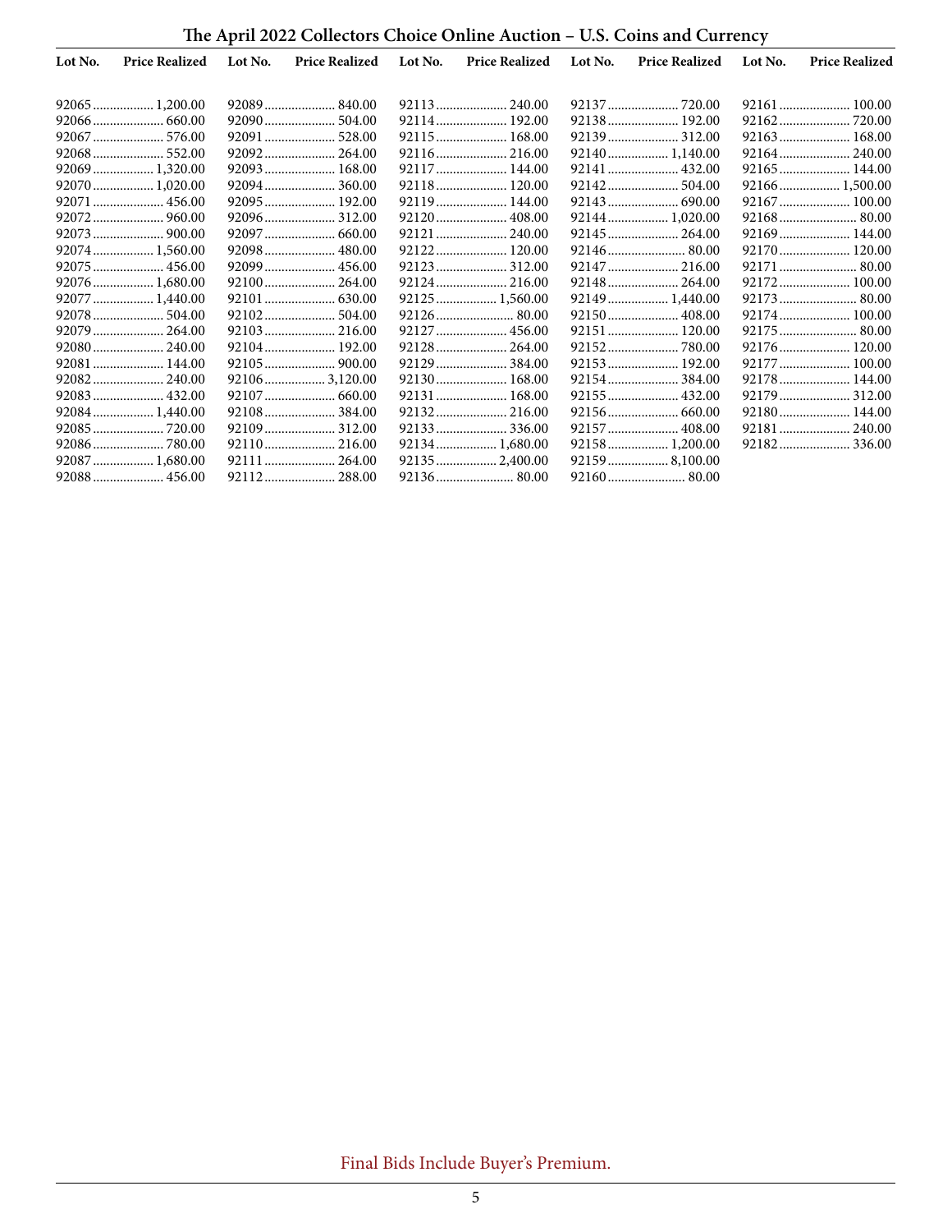## The April 2022 Collectors Choice Online Auction – U.S. Coins and Currency

| Lot No. | Price Realized | Lot No. | Price Realized | Lot No. | Price Realized | Lot No. | Price Realized | Lot No. | Price Realized |
|---|---|---|---|---|---|---|---|---|---|
| 92065 | 1,200.00 | 92089 | 840.00 | 92113 | 240.00 | 92137 | 720.00 | 92161 | 100.00 |
| 92066 | 660.00 | 92090 | 504.00 | 92114 | 192.00 | 92138 | 192.00 | 92162 | 720.00 |
| 92067 | 576.00 | 92091 | 528.00 | 92115 | 168.00 | 92139 | 312.00 | 92163 | 168.00 |
| 92068 | 552.00 | 92092 | 264.00 | 92116 | 216.00 | 92140 | 1,140.00 | 92164 | 240.00 |
| 92069 | 1,320.00 | 92093 | 168.00 | 92117 | 144.00 | 92141 | 432.00 | 92165 | 144.00 |
| 92070 | 1,020.00 | 92094 | 360.00 | 92118 | 120.00 | 92142 | 504.00 | 92166 | 1,500.00 |
| 92071 | 456.00 | 92095 | 192.00 | 92119 | 144.00 | 92143 | 690.00 | 92167 | 100.00 |
| 92072 | 960.00 | 92096 | 312.00 | 92120 | 408.00 | 92144 | 1,020.00 | 92168 | 80.00 |
| 92073 | 900.00 | 92097 | 660.00 | 92121 | 240.00 | 92145 | 264.00 | 92169 | 144.00 |
| 92074 | 1,560.00 | 92098 | 480.00 | 92122 | 120.00 | 92146 | 80.00 | 92170 | 120.00 |
| 92075 | 456.00 | 92099 | 456.00 | 92123 | 312.00 | 92147 | 216.00 | 92171 | 80.00 |
| 92076 | 1,680.00 | 92100 | 264.00 | 92124 | 216.00 | 92148 | 264.00 | 92172 | 100.00 |
| 92077 | 1,440.00 | 92101 | 630.00 | 92125 | 1,560.00 | 92149 | 1,440.00 | 92173 | 80.00 |
| 92078 | 504.00 | 92102 | 504.00 | 92126 | 80.00 | 92150 | 408.00 | 92174 | 100.00 |
| 92079 | 264.00 | 92103 | 216.00 | 92127 | 456.00 | 92151 | 120.00 | 92175 | 80.00 |
| 92080 | 240.00 | 92104 | 192.00 | 92128 | 264.00 | 92152 | 780.00 | 92176 | 120.00 |
| 92081 | 144.00 | 92105 | 900.00 | 92129 | 384.00 | 92153 | 192.00 | 92177 | 100.00 |
| 92082 | 240.00 | 92106 | 3,120.00 | 92130 | 168.00 | 92154 | 384.00 | 92178 | 144.00 |
| 92083 | 432.00 | 92107 | 660.00 | 92131 | 168.00 | 92155 | 432.00 | 92179 | 312.00 |
| 92084 | 1,440.00 | 92108 | 384.00 | 92132 | 216.00 | 92156 | 660.00 | 92180 | 144.00 |
| 92085 | 720.00 | 92109 | 312.00 | 92133 | 336.00 | 92157 | 408.00 | 92181 | 240.00 |
| 92086 | 780.00 | 92110 | 216.00 | 92134 | 1,680.00 | 92158 | 1,200.00 | 92182 | 336.00 |
| 92087 | 1,680.00 | 92111 | 264.00 | 92135 | 2,400.00 | 92159 | 8,100.00 | | |
| 92088 | 456.00 | 92112 | 288.00 | 92136 | 80.00 | 92160 | 80.00 | | |

Final Bids Include Buyer's Premium.